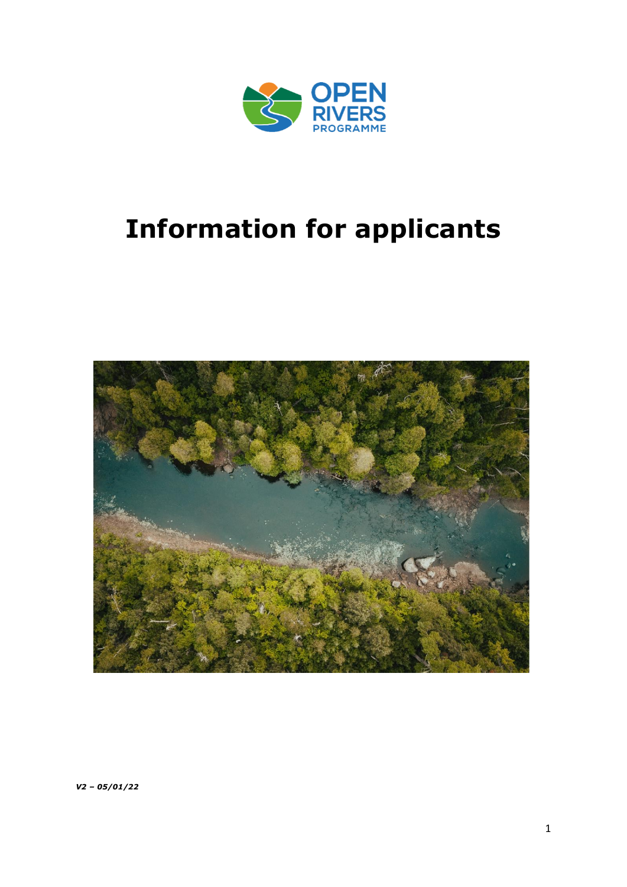OPEN RIVERS PROGRAMME

# Information for applicants

*V2 – 05/01/22*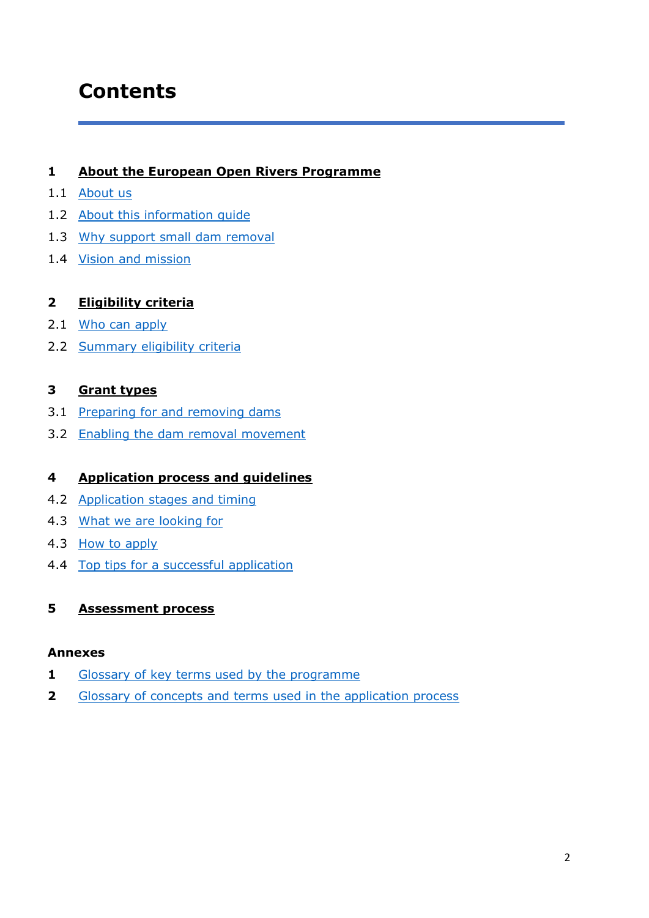# Contents

**1 About the European Open Rivers Programme**

1.1 About us

1.2 About this information guide

1.3 Why support small dam removal

1.4 Vision and mission

**2 Eligibility criteria**

2.1 Who can apply

2.2 Summary eligibility criteria

**3 Grant types**

3.1 Preparing for and removing dams

3.2 Enabling the dam removal movement

**4 Application process and guidelines**

4.2 Application stages and timing

4.3 What we are looking for

4.3 How to apply

4.4 Top tips for a successful application

**5 Assessment process**

**Annexes**

**1** Glossary of key terms used by the programme

**2** Glossary of concepts and terms used in the application process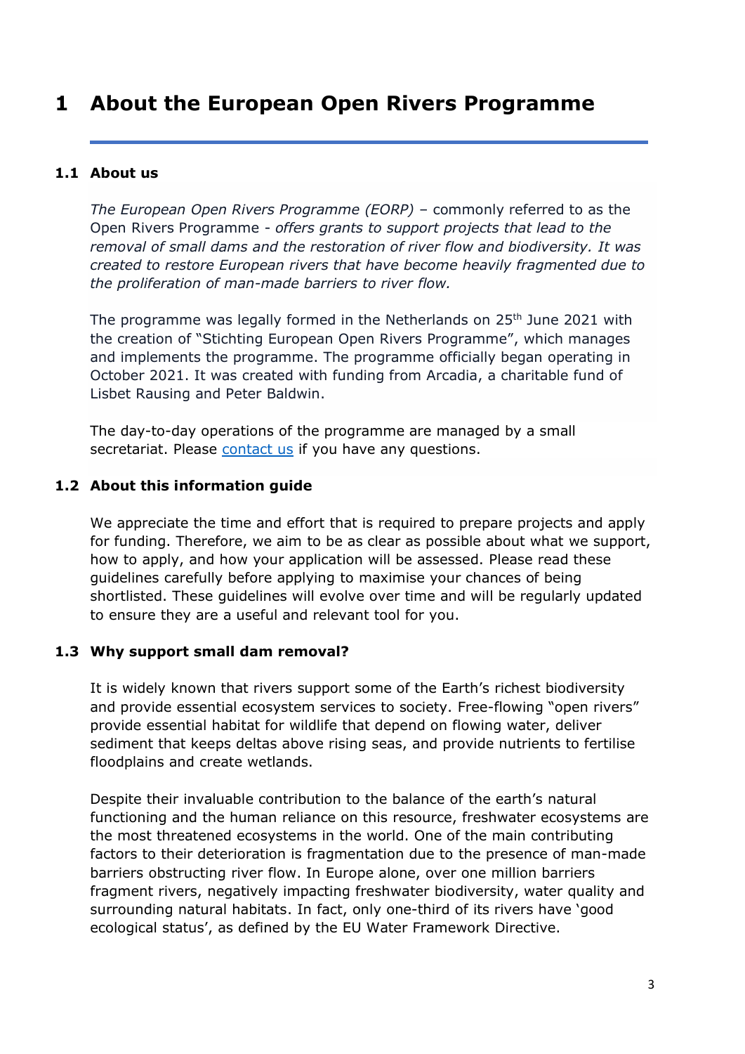# 1 About the European Open Rivers Programme

## 1.1 About us

*The European Open Rivers Programme (EORP)* – commonly referred to as the Open Rivers Programme - *offers grants to support projects that lead to the removal of small dams and the restoration of river flow and biodiversity. It was created to restore European rivers that have become heavily fragmented due to the proliferation of man-made barriers to river flow.*

The programme was legally formed in the Netherlands on 25th June 2021 with the creation of "Stichting European Open Rivers Programme", which manages and implements the programme. The programme officially began operating in October 2021. It was created with funding from Arcadia, a charitable fund of Lisbet Rausing and Peter Baldwin.

The day-to-day operations of the programme are managed by a small secretariat. Please [contact us]() if you have any questions.

## 1.2 About this information guide

We appreciate the time and effort that is required to prepare projects and apply for funding. Therefore, we aim to be as clear as possible about what we support, how to apply, and how your application will be assessed. Please read these guidelines carefully before applying to maximise your chances of being shortlisted. These guidelines will evolve over time and will be regularly updated to ensure they are a useful and relevant tool for you.

## 1.3 Why support small dam removal?

It is widely known that rivers support some of the Earth's richest biodiversity and provide essential ecosystem services to society. Free-flowing "open rivers" provide essential habitat for wildlife that depend on flowing water, deliver sediment that keeps deltas above rising seas, and provide nutrients to fertilise floodplains and create wetlands.

Despite their invaluable contribution to the balance of the earth's natural functioning and the human reliance on this resource, freshwater ecosystems are the most threatened ecosystems in the world. One of the main contributing factors to their deterioration is fragmentation due to the presence of man-made barriers obstructing river flow. In Europe alone, over one million barriers fragment rivers, negatively impacting freshwater biodiversity, water quality and surrounding natural habitats. In fact, only one-third of its rivers have 'good ecological status', as defined by the EU Water Framework Directive.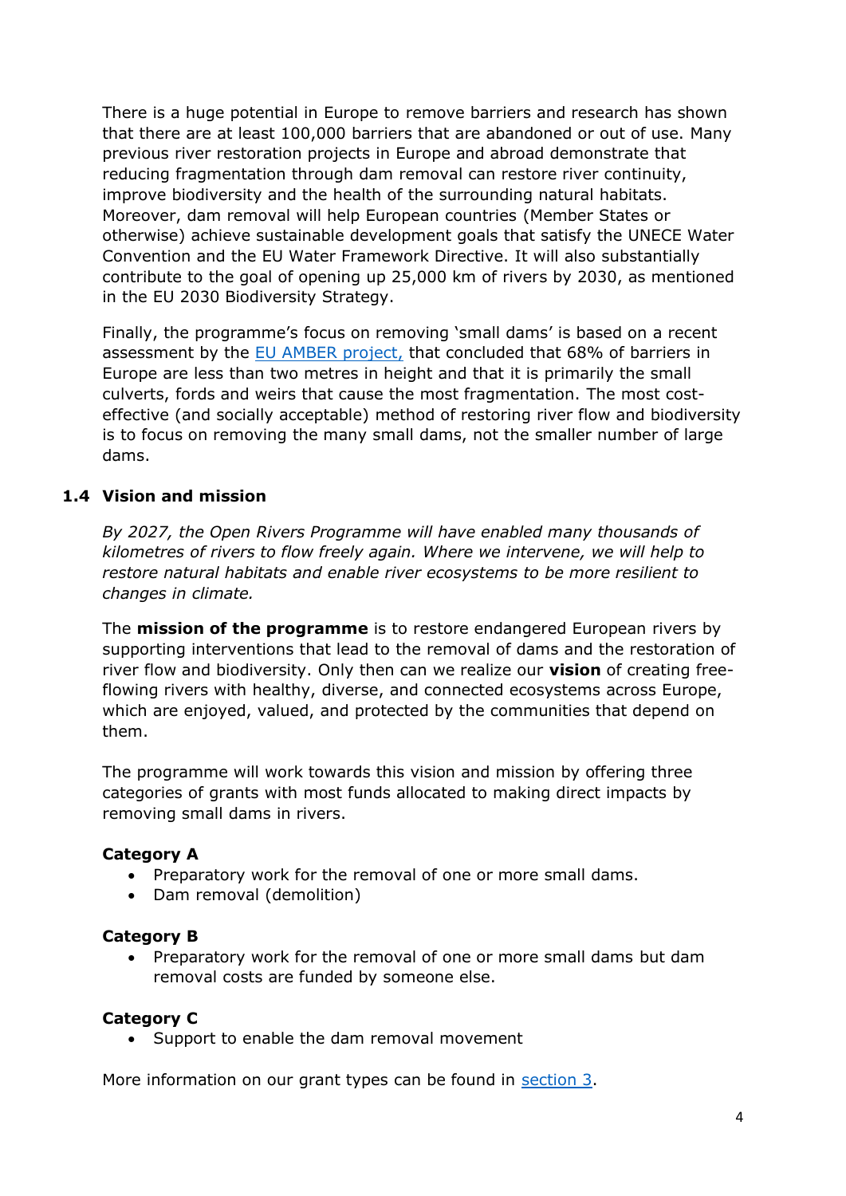There is a huge potential in Europe to remove barriers and research has shown that there are at least 100,000 barriers that are abandoned or out of use. Many previous river restoration projects in Europe and abroad demonstrate that reducing fragmentation through dam removal can restore river continuity, improve biodiversity and the health of the surrounding natural habitats. Moreover, dam removal will help European countries (Member States or otherwise) achieve sustainable development goals that satisfy the UNECE Water Convention and the EU Water Framework Directive. It will also substantially contribute to the goal of opening up 25,000 km of rivers by 2030, as mentioned in the EU 2030 Biodiversity Strategy.

Finally, the programme's focus on removing 'small dams' is based on a recent assessment by the EU AMBER project, that concluded that 68% of barriers in Europe are less than two metres in height and that it is primarily the small culverts, fords and weirs that cause the most fragmentation. The most cost-effective (and socially acceptable) method of restoring river flow and biodiversity is to focus on removing the many small dams, not the smaller number of large dams.

### 1.4 Vision and mission

*By 2027, the Open Rivers Programme will have enabled many thousands of kilometres of rivers to flow freely again. Where we intervene, we will help to restore natural habitats and enable river ecosystems to be more resilient to changes in climate.*

The **mission of the programme** is to restore endangered European rivers by supporting interventions that lead to the removal of dams and the restoration of river flow and biodiversity. Only then can we realize our **vision** of creating free-flowing rivers with healthy, diverse, and connected ecosystems across Europe, which are enjoyed, valued, and protected by the communities that depend on them.

The programme will work towards this vision and mission by offering three categories of grants with most funds allocated to making direct impacts by removing small dams in rivers.

**Category A**

- Preparatory work for the removal of one or more small dams.
- Dam removal (demolition)

**Category B**

- Preparatory work for the removal of one or more small dams but dam removal costs are funded by someone else.

**Category C**

- Support to enable the dam removal movement

More information on our grant types can be found in section 3.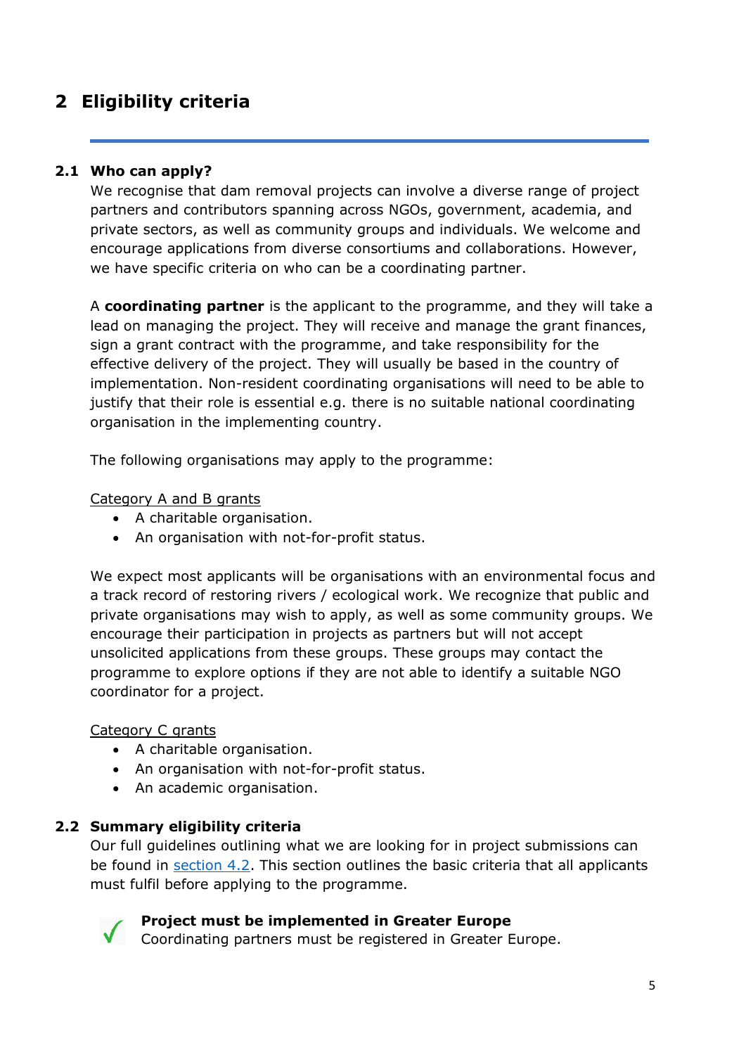# 2 Eligibility criteria

## 2.1 Who can apply?

We recognise that dam removal projects can involve a diverse range of project partners and contributors spanning across NGOs, government, academia, and private sectors, as well as community groups and individuals. We welcome and encourage applications from diverse consortiums and collaborations. However, we have specific criteria on who can be a coordinating partner.

A **coordinating partner** is the applicant to the programme, and they will take a lead on managing the project. They will receive and manage the grant finances, sign a grant contract with the programme, and take responsibility for the effective delivery of the project. They will usually be based in the country of implementation. Non-resident coordinating organisations will need to be able to justify that their role is essential e.g. there is no suitable national coordinating organisation in the implementing country.

The following organisations may apply to the programme:

<u>Category A and B grants</u>

- A charitable organisation.
- An organisation with not-for-profit status.

We expect most applicants will be organisations with an environmental focus and a track record of restoring rivers / ecological work. We recognize that public and private organisations may wish to apply, as well as some community groups. We encourage their participation in projects as partners but will not accept unsolicited applications from these groups. These groups may contact the programme to explore options if they are not able to identify a suitable NGO coordinator for a project.

<u>Category C grants</u>

- A charitable organisation.
- An organisation with not-for-profit status.
- An academic organisation.

## 2.2 Summary eligibility criteria

Our full guidelines outlining what we are looking for in project submissions can be found in section 4.2. This section outlines the basic criteria that all applicants must fulfil before applying to the programme.

✓ **Project must be implemented in Greater Europe**
Coordinating partners must be registered in Greater Europe.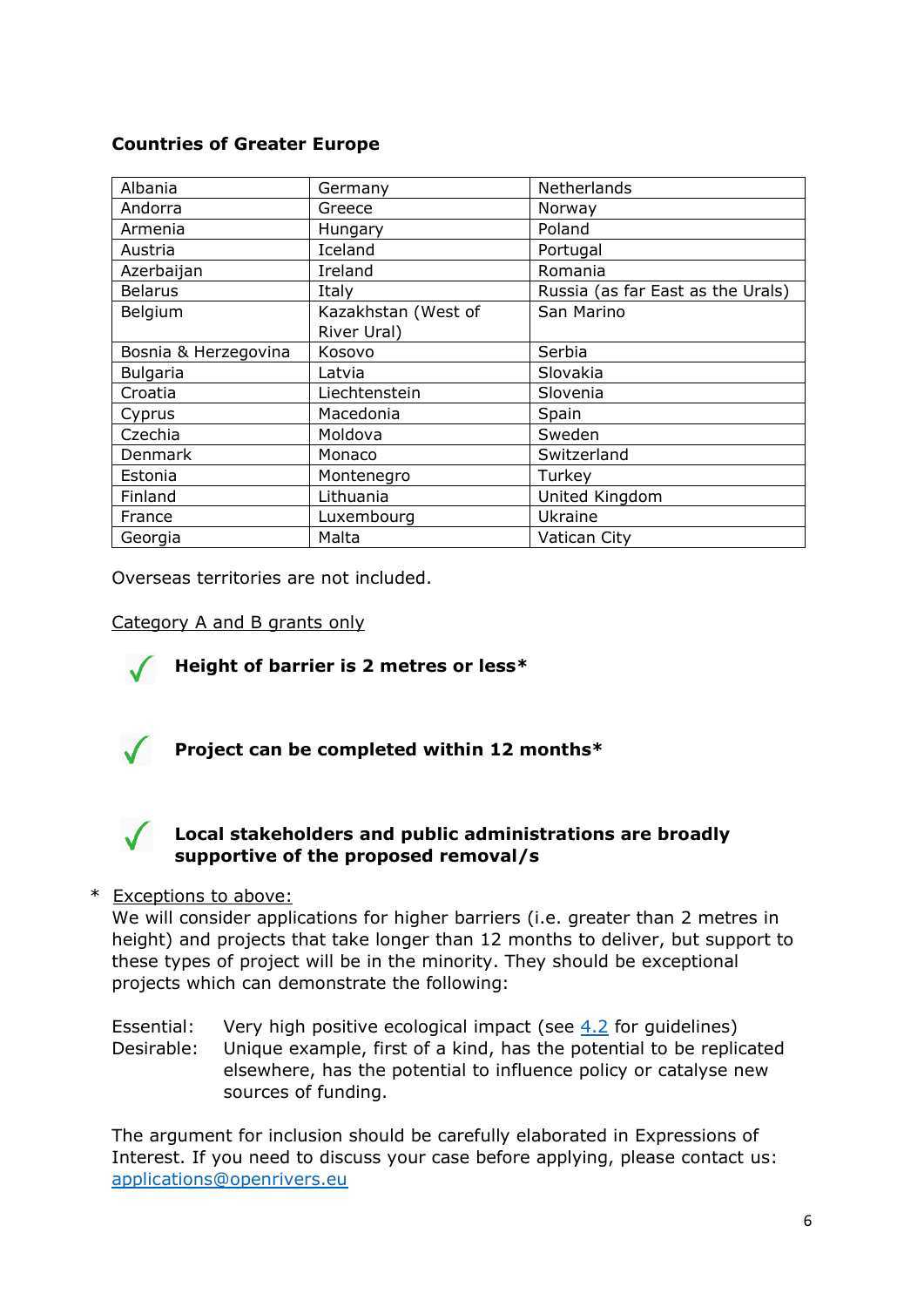**Countries of Greater Europe**

| Albania | Germany | Netherlands |
|---|---|---|
| Andorra | Greece | Norway |
| Armenia | Hungary | Poland |
| Austria | Iceland | Portugal |
| Azerbaijan | Ireland | Romania |
| Belarus | Italy | Russia (as far East as the Urals) |
| Belgium | Kazakhstan (West of River Ural) | San Marino |
| Bosnia & Herzegovina | Kosovo | Serbia |
| Bulgaria | Latvia | Slovakia |
| Croatia | Liechtenstein | Slovenia |
| Cyprus | Macedonia | Spain |
| Czechia | Moldova | Sweden |
| Denmark | Monaco | Switzerland |
| Estonia | Montenegro | Turkey |
| Finland | Lithuania | United Kingdom |
| France | Luxembourg | Ukraine |
| Georgia | Malta | Vatican City |

Overseas territories are not included.

Category A and B grants only

✓ **Height of barrier is 2 metres or less***

✓ **Project can be completed within 12 months***

✓ **Local stakeholders and public administrations are broadly supportive of the proposed removal/s**

\* Exceptions to above:
We will consider applications for higher barriers (i.e. greater than 2 metres in height) and projects that take longer than 12 months to deliver, but support to these types of project will be in the minority. They should be exceptional projects which can demonstrate the following:

Essential: Very high positive ecological impact (see 4.2 for guidelines)
Desirable: Unique example, first of a kind, has the potential to be replicated elsewhere, has the potential to influence policy or catalyse new sources of funding.

The argument for inclusion should be carefully elaborated in Expressions of Interest. If you need to discuss your case before applying, please contact us: applications@openrivers.eu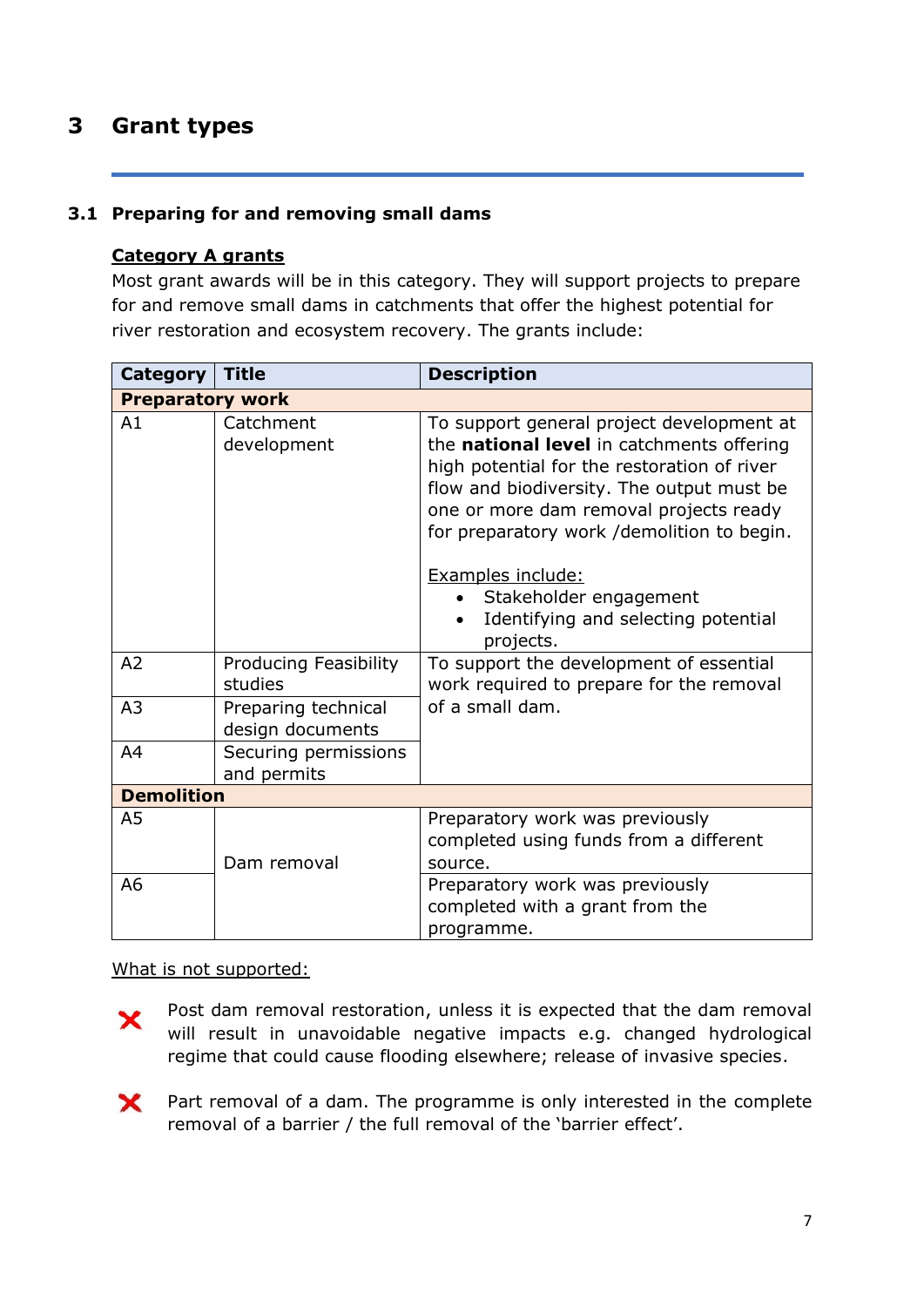# 3 Grant types

## 3.1 Preparing for and removing small dams

**Category A grants**

Most grant awards will be in this category. They will support projects to prepare for and remove small dams in catchments that offer the highest potential for river restoration and ecosystem recovery. The grants include:

| Category | Title | Description |
|---|---|---|
| **Preparatory work** | | |
| A1 | Catchment development | To support general project development at the **national level** in catchments offering high potential for the restoration of river flow and biodiversity. The output must be one or more dam removal projects ready for preparatory work /demolition to begin.<br><br>Examples include:<br>• Stakeholder engagement<br>• Identifying and selecting potential projects. |
| A2 | Producing Feasibility studies | To support the development of essential work required to prepare for the removal of a small dam. |
| A3 | Preparing technical design documents | |
| A4 | Securing permissions and permits | |
| **Demolition** | | |
| A5 | Dam removal | Preparatory work was previously completed using funds from a different source. |
| A6 | | Preparatory work was previously completed with a grant from the programme. |

What is not supported:

- ✗ Post dam removal restoration, unless it is expected that the dam removal will result in unavoidable negative impacts e.g. changed hydrological regime that could cause flooding elsewhere; release of invasive species.
- ✗ Part removal of a dam. The programme is only interested in the complete removal of a barrier / the full removal of the 'barrier effect'.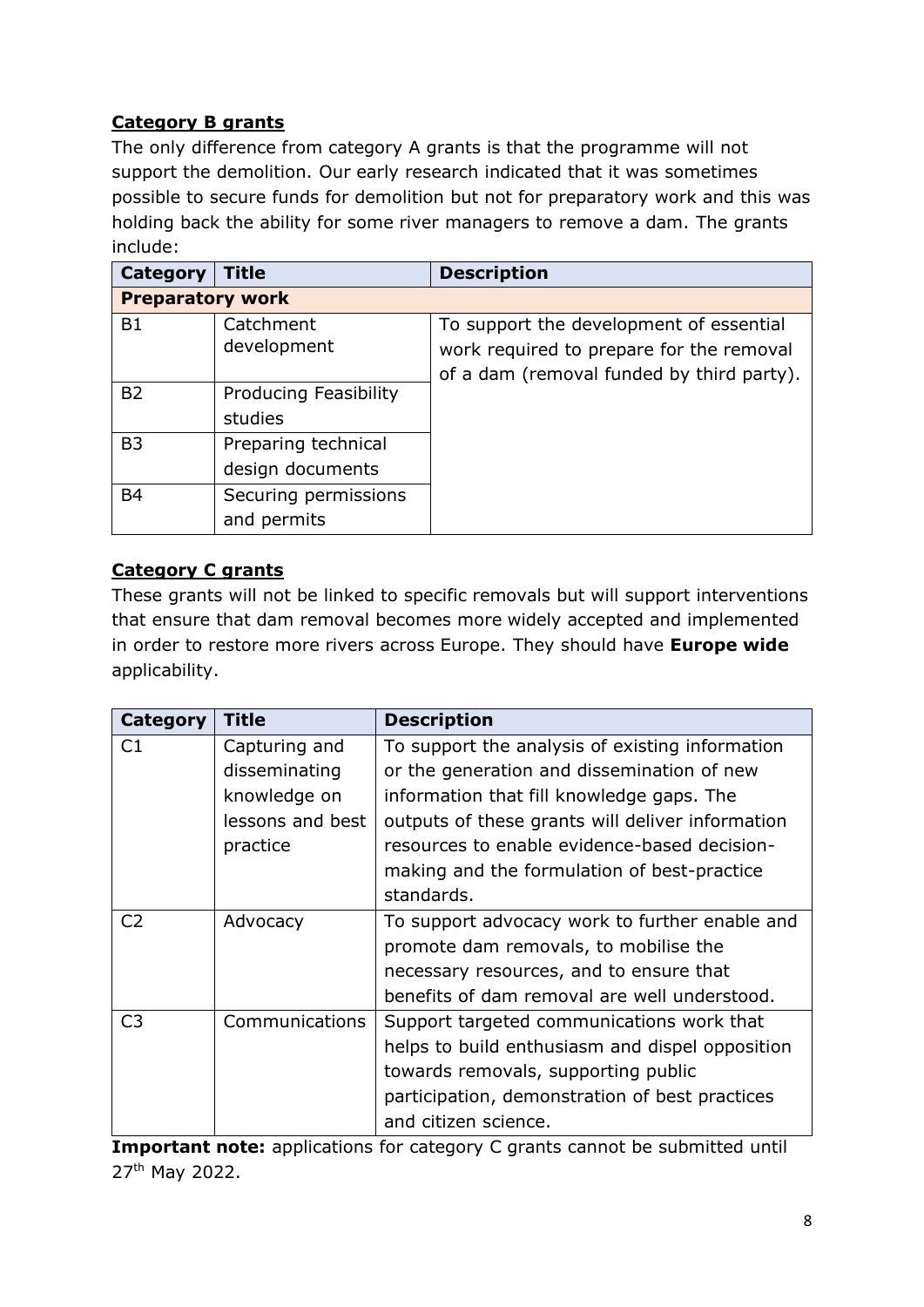**Category B grants**

The only difference from category A grants is that the programme will not support the demolition. Our early research indicated that it was sometimes possible to secure funds for demolition but not for preparatory work and this was holding back the ability for some river managers to remove a dam. The grants include:

| Category | Title | Description |
|---|---|---|
| **Preparatory work** | | |
| B1 | Catchment development | To support the development of essential work required to prepare for the removal of a dam (removal funded by third party). |
| B2 | Producing Feasibility studies | |
| B3 | Preparing technical design documents | |
| B4 | Securing permissions and permits | |

**Category C grants**

These grants will not be linked to specific removals but will support interventions that ensure that dam removal becomes more widely accepted and implemented in order to restore more rivers across Europe. They should have **Europe wide** applicability.

| Category | Title | Description |
|---|---|---|
| C1 | Capturing and disseminating knowledge on lessons and best practice | To support the analysis of existing information or the generation and dissemination of new information that fill knowledge gaps. The outputs of these grants will deliver information resources to enable evidence-based decision-making and the formulation of best-practice standards. |
| C2 | Advocacy | To support advocacy work to further enable and promote dam removals, to mobilise the necessary resources, and to ensure that benefits of dam removal are well understood. |
| C3 | Communications | Support targeted communications work that helps to build enthusiasm and dispel opposition towards removals, supporting public participation, demonstration of best practices and citizen science. |

**Important note:** applications for category C grants cannot be submitted until 27th May 2022.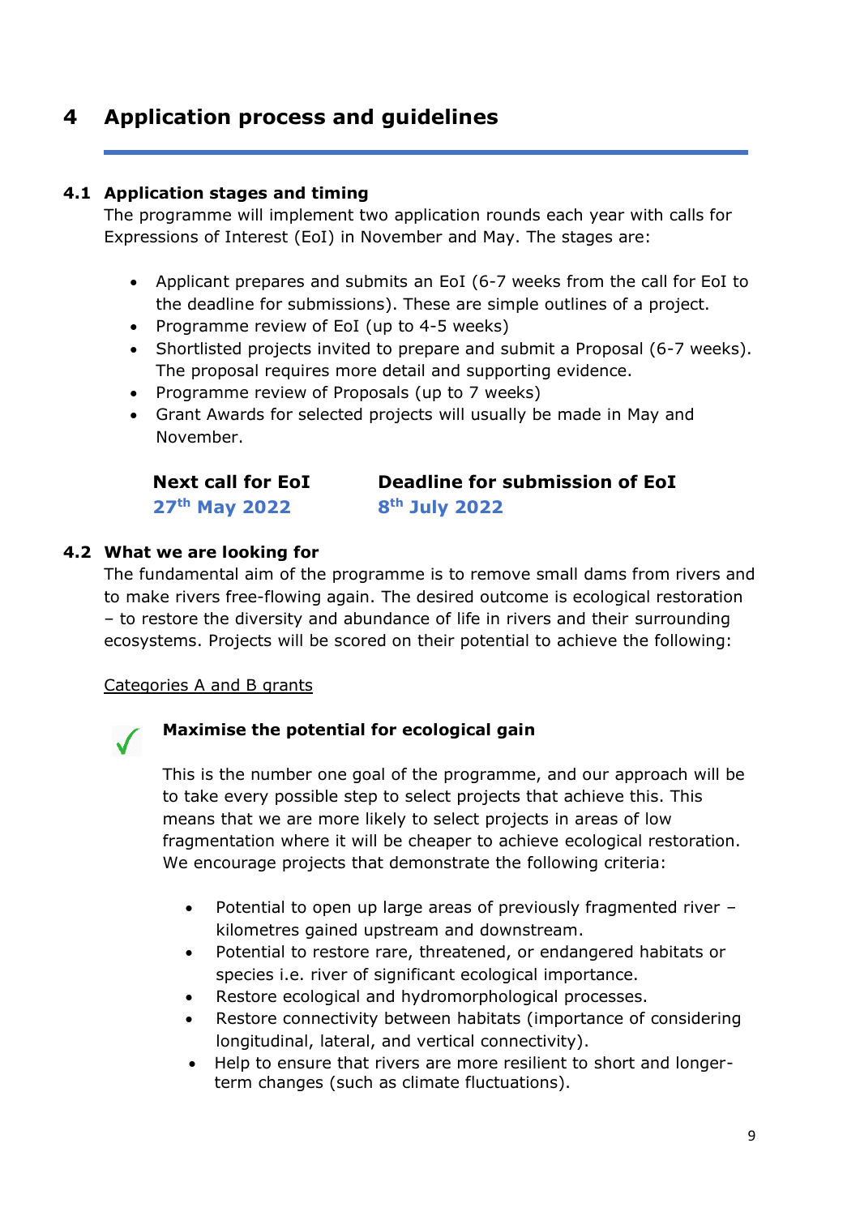# 4 Application process and guidelines

## 4.1 Application stages and timing

The programme will implement two application rounds each year with calls for Expressions of Interest (EoI) in November and May. The stages are:

- Applicant prepares and submits an EoI (6-7 weeks from the call for EoI to the deadline for submissions). These are simple outlines of a project.
- Programme review of EoI (up to 4-5 weeks)
- Shortlisted projects invited to prepare and submit a Proposal (6-7 weeks). The proposal requires more detail and supporting evidence.
- Programme review of Proposals (up to 7 weeks)
- Grant Awards for selected projects will usually be made in May and November.

| Next call for EoI | Deadline for submission of EoI |
|---|---|
| **27th May 2022** | **8th July 2022** |

## 4.2 What we are looking for

The fundamental aim of the programme is to remove small dams from rivers and to make rivers free-flowing again. The desired outcome is ecological restoration – to restore the diversity and abundance of life in rivers and their surrounding ecosystems. Projects will be scored on their potential to achieve the following:

Categories A and B grants

✓ **Maximise the potential for ecological gain**

This is the number one goal of the programme, and our approach will be to take every possible step to select projects that achieve this. This means that we are more likely to select projects in areas of low fragmentation where it will be cheaper to achieve ecological restoration. We encourage projects that demonstrate the following criteria:

- Potential to open up large areas of previously fragmented river – kilometres gained upstream and downstream.
- Potential to restore rare, threatened, or endangered habitats or species i.e. river of significant ecological importance.
- Restore ecological and hydromorphological processes.
- Restore connectivity between habitats (importance of considering longitudinal, lateral, and vertical connectivity).
- Help to ensure that rivers are more resilient to short and longer-term changes (such as climate fluctuations).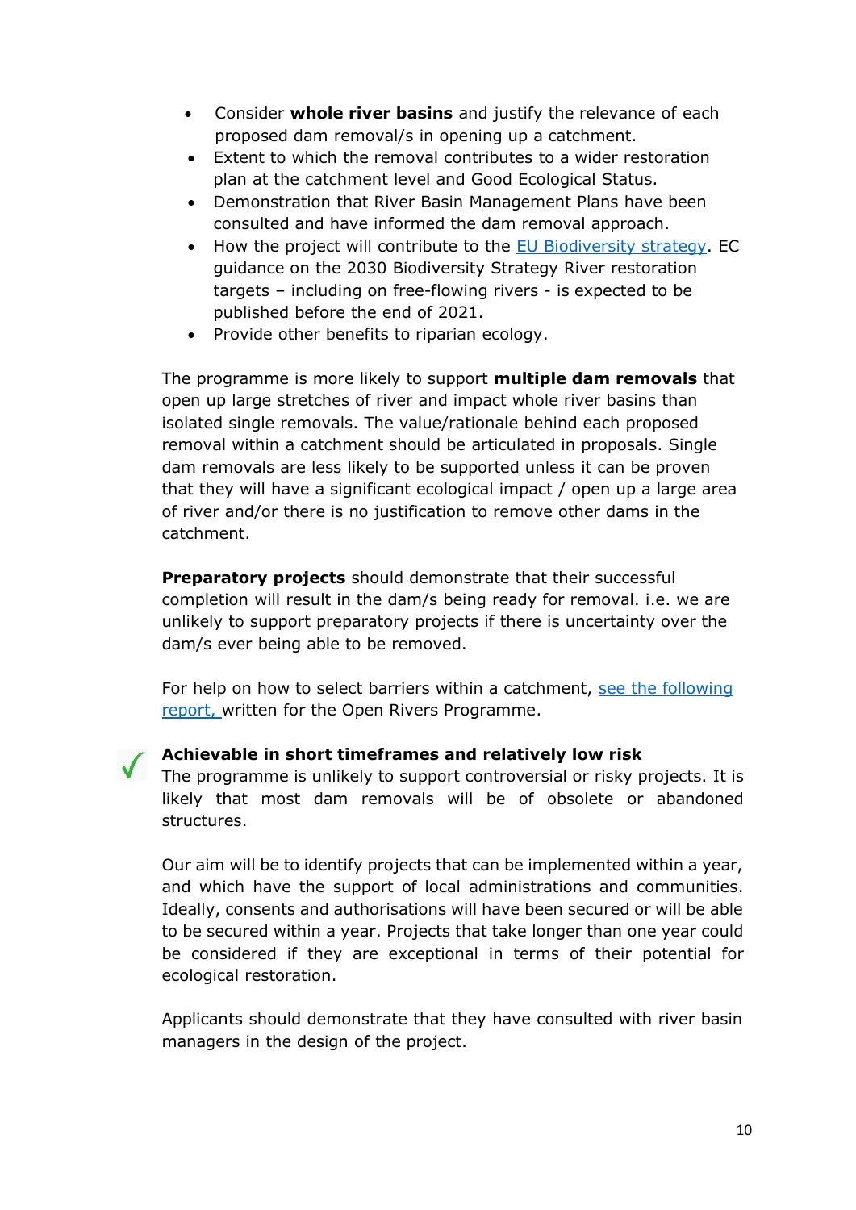- Consider **whole river basins** and justify the relevance of each proposed dam removal/s in opening up a catchment.
- Extent to which the removal contributes to a wider restoration plan at the catchment level and Good Ecological Status.
- Demonstration that River Basin Management Plans have been consulted and have informed the dam removal approach.
- How the project will contribute to the EU Biodiversity strategy. EC guidance on the 2030 Biodiversity Strategy River restoration targets – including on free-flowing rivers - is expected to be published before the end of 2021.
- Provide other benefits to riparian ecology.

The programme is more likely to support **multiple dam removals** that open up large stretches of river and impact whole river basins than isolated single removals. The value/rationale behind each proposed removal within a catchment should be articulated in proposals. Single dam removals are less likely to be supported unless it can be proven that they will have a significant ecological impact / open up a large area of river and/or there is no justification to remove other dams in the catchment.

**Preparatory projects** should demonstrate that their successful completion will result in the dam/s being ready for removal. i.e. we are unlikely to support preparatory projects if there is uncertainty over the dam/s ever being able to be removed.

For help on how to select barriers within a catchment, see the following report, written for the Open Rivers Programme.

**Achievable in short timeframes and relatively low risk**

The programme is unlikely to support controversial or risky projects. It is likely that most dam removals will be of obsolete or abandoned structures.

Our aim will be to identify projects that can be implemented within a year, and which have the support of local administrations and communities. Ideally, consents and authorisations will have been secured or will be able to be secured within a year. Projects that take longer than one year could be considered if they are exceptional in terms of their potential for ecological restoration.

Applicants should demonstrate that they have consulted with river basin managers in the design of the project.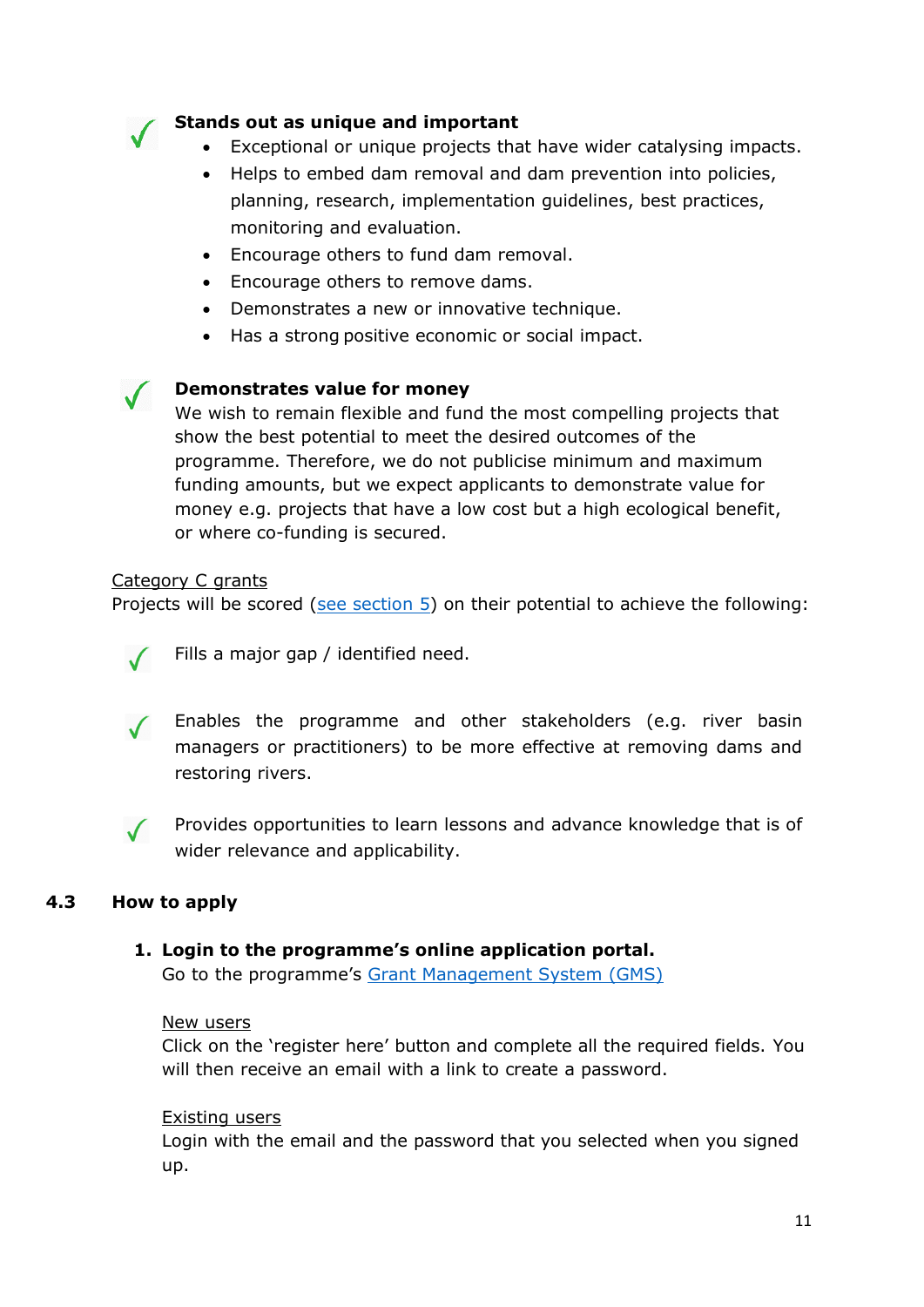✓ **Stands out as unique and important**

- Exceptional or unique projects that have wider catalysing impacts.
- Helps to embed dam removal and dam prevention into policies, planning, research, implementation guidelines, best practices, monitoring and evaluation.
- Encourage others to fund dam removal.
- Encourage others to remove dams.
- Demonstrates a new or innovative technique.
- Has a strong positive economic or social impact.

✓ **Demonstrates value for money**

We wish to remain flexible and fund the most compelling projects that show the best potential to meet the desired outcomes of the programme. Therefore, we do not publicise minimum and maximum funding amounts, but we expect applicants to demonstrate value for money e.g. projects that have a low cost but a high ecological benefit, or where co-funding is secured.

<u>Category C grants</u>

Projects will be scored (see section 5) on their potential to achieve the following:

✓ Fills a major gap / identified need.

✓ Enables the programme and other stakeholders (e.g. river basin managers or practitioners) to be more effective at removing dams and restoring rivers.

✓ Provides opportunities to learn lessons and advance knowledge that is of wider relevance and applicability.

## 4.3 How to apply

1. **Login to the programme's online application portal.**
   Go to the programme's Grant Management System (GMS)

   <u>New users</u>
   Click on the 'register here' button and complete all the required fields. You will then receive an email with a link to create a password.

   <u>Existing users</u>
   Login with the email and the password that you selected when you signed up.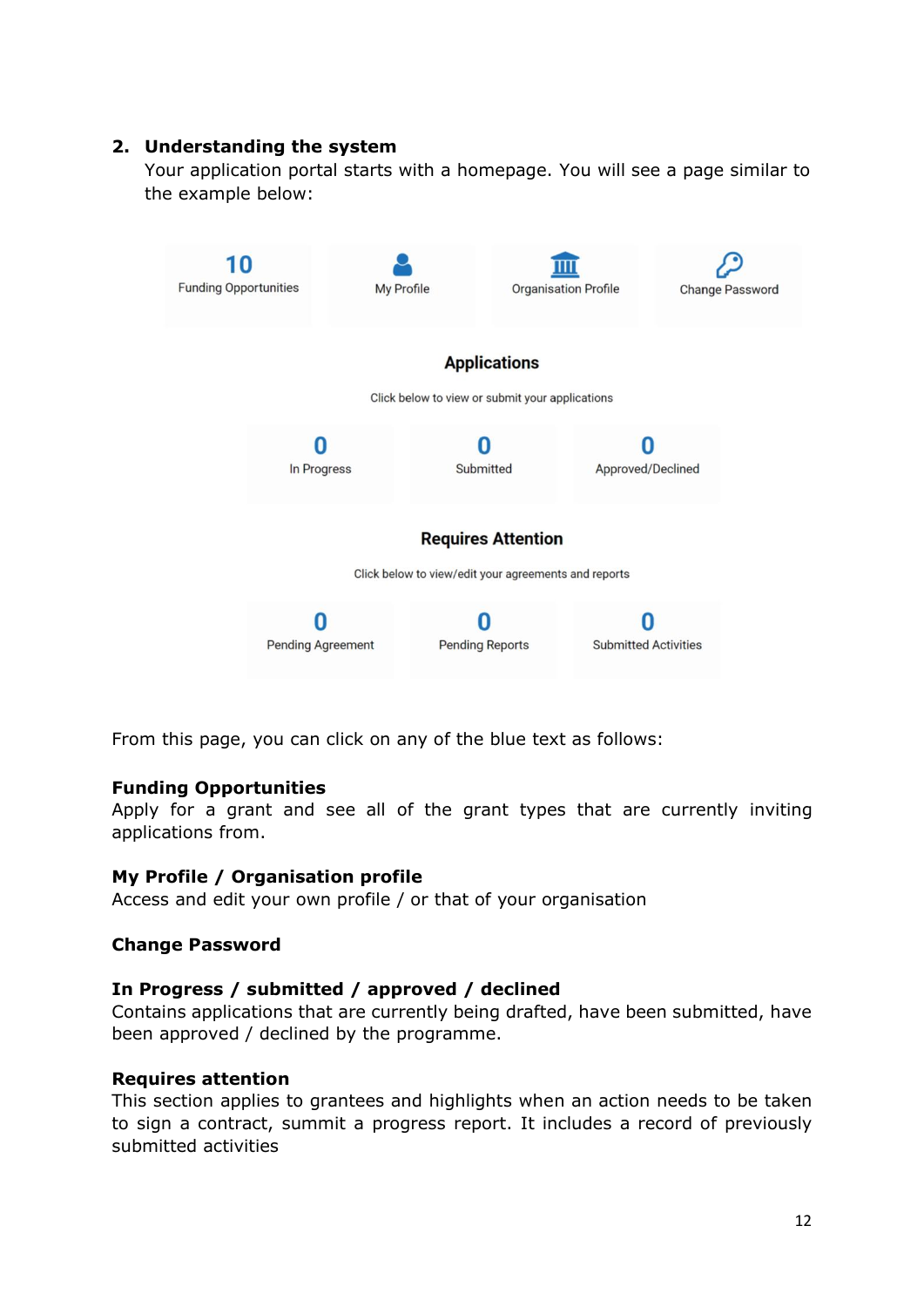## 2. Understanding the system

Your application portal starts with a homepage. You will see a page similar to the example below:

| 10 Funding Opportunities | My Profile | Organisation Profile | Change Password |
|---|---|---|---|

**Applications**

Click below to view or submit your applications

| 0 In Progress | 0 Submitted | 0 Approved/Declined |
|---|---|---|

**Requires Attention**

Click below to view/edit your agreements and reports

| 0 Pending Agreement | 0 Pending Reports | 0 Submitted Activities |
|---|---|---|

From this page, you can click on any of the blue text as follows:

**Funding Opportunities**
Apply for a grant and see all of the grant types that are currently inviting applications from.

**My Profile / Organisation profile**
Access and edit your own profile / or that of your organisation

**Change Password**

**In Progress / submitted / approved / declined**
Contains applications that are currently being drafted, have been submitted, have been approved / declined by the programme.

**Requires attention**
This section applies to grantees and highlights when an action needs to be taken to sign a contract, summit a progress report. It includes a record of previously submitted activities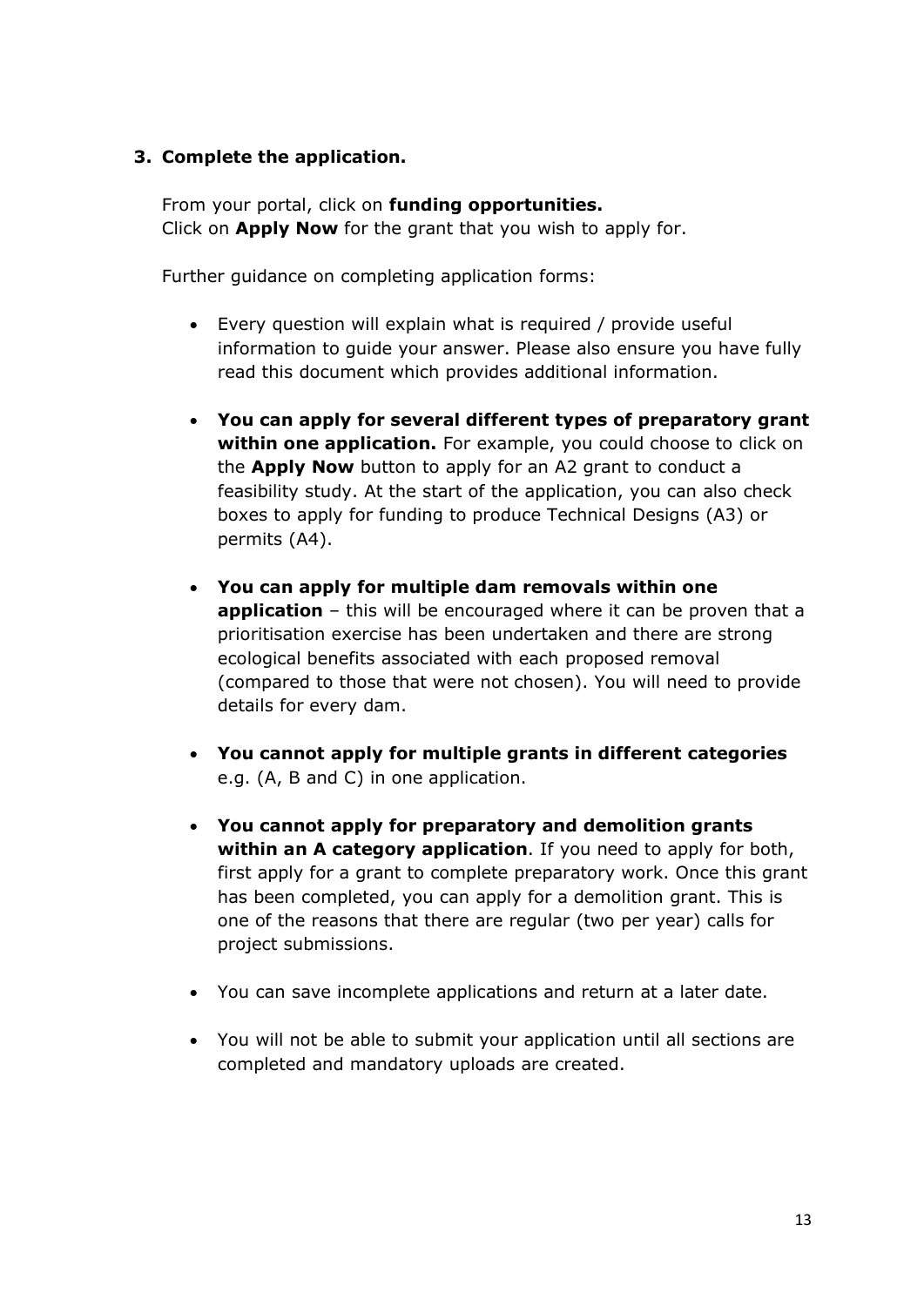3. **Complete the application.**

   From your portal, click on **funding opportunities.**
   Click on **Apply Now** for the grant that you wish to apply for.

   Further guidance on completing application forms:

   - Every question will explain what is required / provide useful information to guide your answer. Please also ensure you have fully read this document which provides additional information.

   - **You can apply for several different types of preparatory grant within one application.** For example, you could choose to click on the **Apply Now** button to apply for an A2 grant to conduct a feasibility study. At the start of the application, you can also check boxes to apply for funding to produce Technical Designs (A3) or permits (A4).

   - **You can apply for multiple dam removals within one application** – this will be encouraged where it can be proven that a prioritisation exercise has been undertaken and there are strong ecological benefits associated with each proposed removal (compared to those that were not chosen). You will need to provide details for every dam.

   - **You cannot apply for multiple grants in different categories** e.g. (A, B and C) in one application.

   - **You cannot apply for preparatory and demolition grants within an A category application**. If you need to apply for both, first apply for a grant to complete preparatory work. Once this grant has been completed, you can apply for a demolition grant. This is one of the reasons that there are regular (two per year) calls for project submissions.

   - You can save incomplete applications and return at a later date.

   - You will not be able to submit your application until all sections are completed and mandatory uploads are created.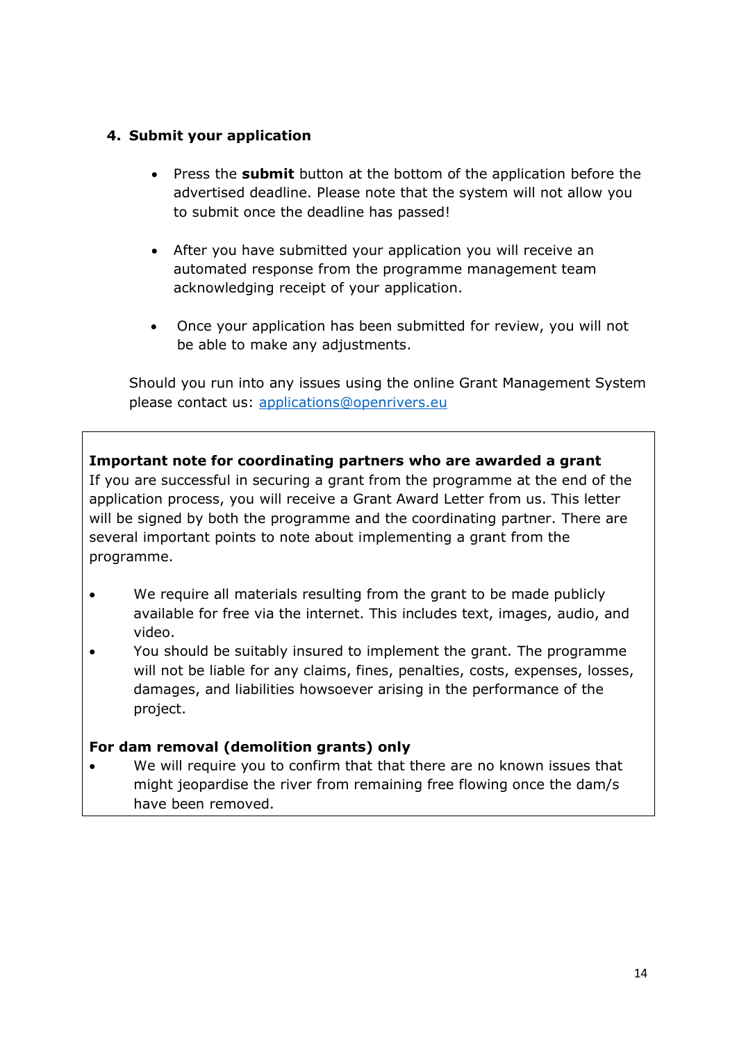## 4. Submit your application

- Press the **submit** button at the bottom of the application before the advertised deadline. Please note that the system will not allow you to submit once the deadline has passed!
- After you have submitted your application you will receive an automated response from the programme management team acknowledging receipt of your application.
- Once your application has been submitted for review, you will not be able to make any adjustments.

Should you run into any issues using the online Grant Management System please contact us: applications@openrivers.eu

**Important note for coordinating partners who are awarded a grant**
If you are successful in securing a grant from the programme at the end of the application process, you will receive a Grant Award Letter from us. This letter will be signed by both the programme and the coordinating partner. There are several important points to note about implementing a grant from the programme.

- We require all materials resulting from the grant to be made publicly available for free via the internet. This includes text, images, audio, and video.
- You should be suitably insured to implement the grant. The programme will not be liable for any claims, fines, penalties, costs, expenses, losses, damages, and liabilities howsoever arising in the performance of the project.

**For dam removal (demolition grants) only**

- We will require you to confirm that that there are no known issues that might jeopardise the river from remaining free flowing once the dam/s have been removed.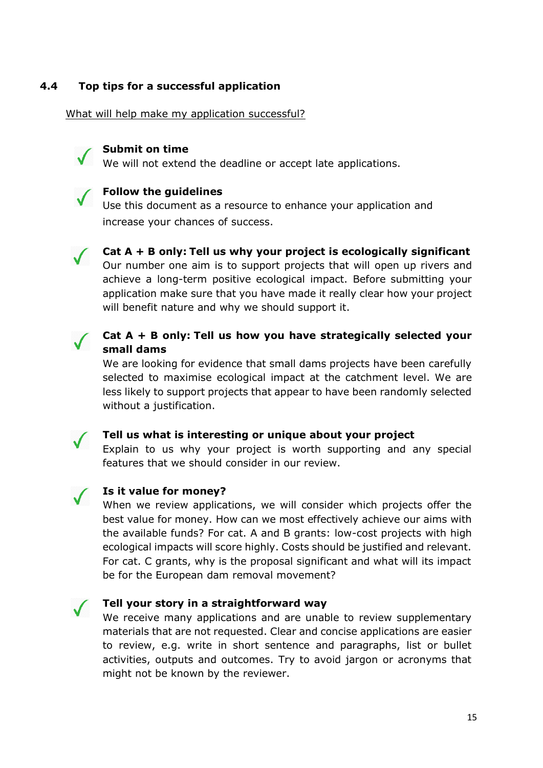## 4.4 Top tips for a successful application

What will help make my application successful?

✓ **Submit on time**
We will not extend the deadline or accept late applications.

✓ **Follow the guidelines**
Use this document as a resource to enhance your application and increase your chances of success.

✓ **Cat A + B only: Tell us why your project is ecologically significant**
Our number one aim is to support projects that will open up rivers and achieve a long-term positive ecological impact. Before submitting your application make sure that you have made it really clear how your project will benefit nature and why we should support it.

✓ **Cat A + B only: Tell us how you have strategically selected your small dams**
We are looking for evidence that small dams projects have been carefully selected to maximise ecological impact at the catchment level. We are less likely to support projects that appear to have been randomly selected without a justification.

✓ **Tell us what is interesting or unique about your project**
Explain to us why your project is worth supporting and any special features that we should consider in our review.

✓ **Is it value for money?**
When we review applications, we will consider which projects offer the best value for money. How can we most effectively achieve our aims with the available funds? For cat. A and B grants: low-cost projects with high ecological impacts will score highly. Costs should be justified and relevant. For cat. C grants, why is the proposal significant and what will its impact be for the European dam removal movement?

✓ **Tell your story in a straightforward way**
We receive many applications and are unable to review supplementary materials that are not requested. Clear and concise applications are easier to review, e.g. write in short sentence and paragraphs, list or bullet activities, outputs and outcomes. Try to avoid jargon or acronyms that might not be known by the reviewer.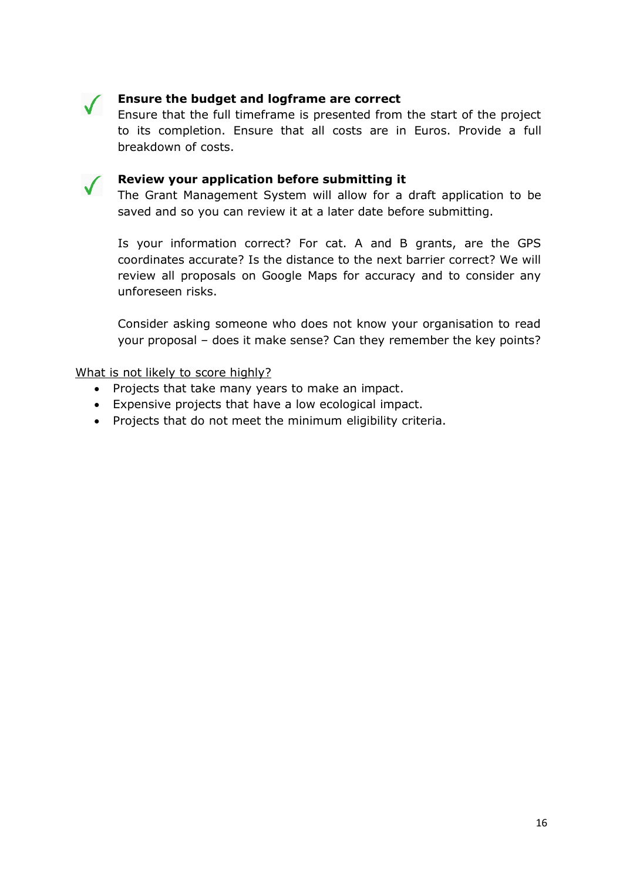✓ **Ensure the budget and logframe are correct**
Ensure that the full timeframe is presented from the start of the project to its completion. Ensure that all costs are in Euros. Provide a full breakdown of costs.

✓ **Review your application before submitting it**
The Grant Management System will allow for a draft application to be saved and so you can review it at a later date before submitting.

Is your information correct? For cat. A and B grants, are the GPS coordinates accurate? Is the distance to the next barrier correct? We will review all proposals on Google Maps for accuracy and to consider any unforeseen risks.

Consider asking someone who does not know your organisation to read your proposal – does it make sense? Can they remember the key points?

<u>What is not likely to score highly?</u>

- Projects that take many years to make an impact.
- Expensive projects that have a low ecological impact.
- Projects that do not meet the minimum eligibility criteria.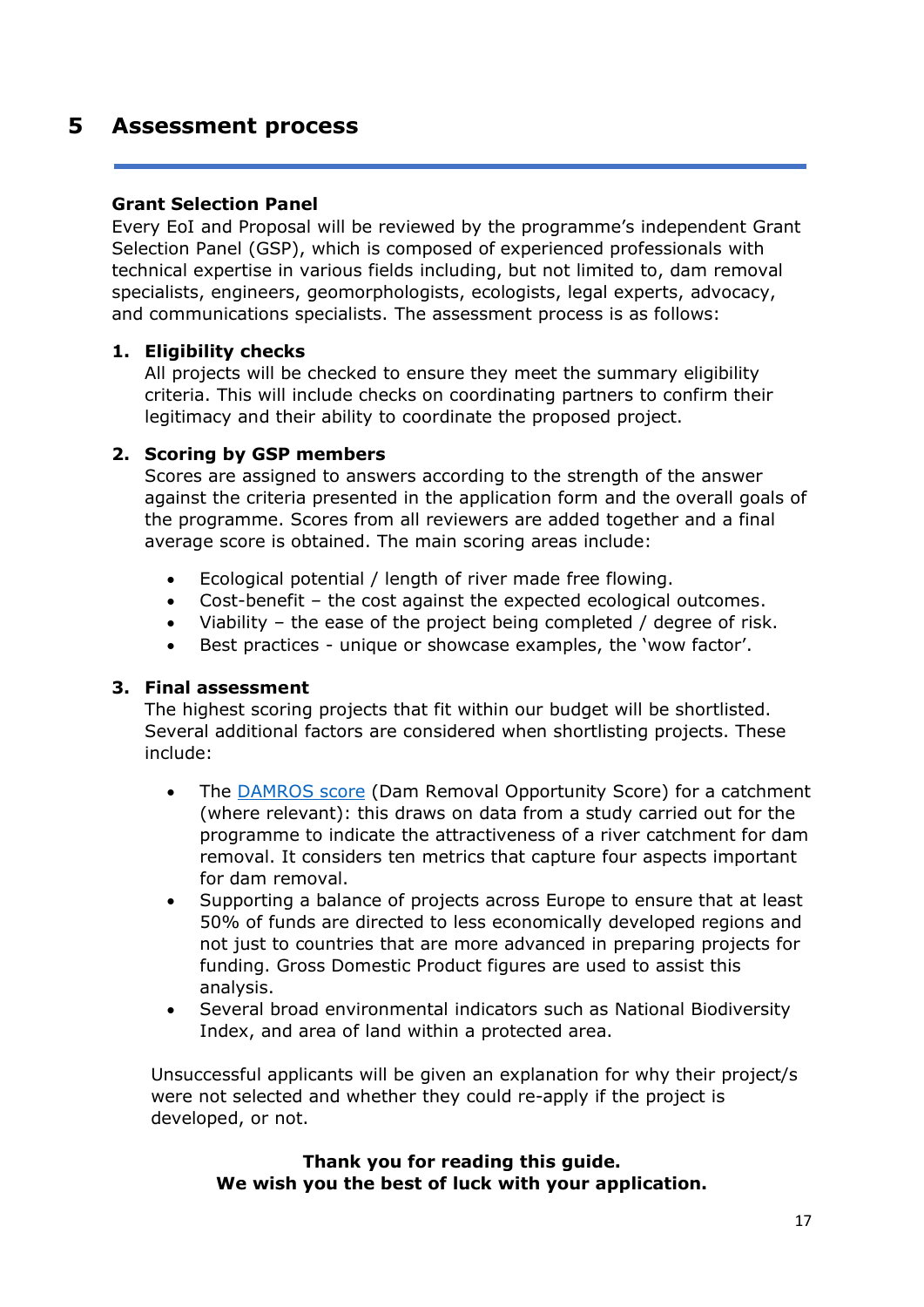# 5 Assessment process

**Grant Selection Panel**

Every EoI and Proposal will be reviewed by the programme's independent Grant Selection Panel (GSP), which is composed of experienced professionals with technical expertise in various fields including, but not limited to, dam removal specialists, engineers, geomorphologists, ecologists, legal experts, advocacy, and communications specialists. The assessment process is as follows:

1. **Eligibility checks**
   All projects will be checked to ensure they meet the summary eligibility criteria. This will include checks on coordinating partners to confirm their legitimacy and their ability to coordinate the proposed project.

2. **Scoring by GSP members**
   Scores are assigned to answers according to the strength of the answer against the criteria presented in the application form and the overall goals of the programme. Scores from all reviewers are added together and a final average score is obtained. The main scoring areas include:

   - Ecological potential / length of river made free flowing.
   - Cost-benefit – the cost against the expected ecological outcomes.
   - Viability – the ease of the project being completed / degree of risk.
   - Best practices - unique or showcase examples, the 'wow factor'.

3. **Final assessment**
   The highest scoring projects that fit within our budget will be shortlisted. Several additional factors are considered when shortlisting projects. These include:

   - The [DAMROS score](DAMROS score) (Dam Removal Opportunity Score) for a catchment (where relevant): this draws on data from a study carried out for the programme to indicate the attractiveness of a river catchment for dam removal. It considers ten metrics that capture four aspects important for dam removal.
   - Supporting a balance of projects across Europe to ensure that at least 50% of funds are directed to less economically developed regions and not just to countries that are more advanced in preparing projects for funding. Gross Domestic Product figures are used to assist this analysis.
   - Several broad environmental indicators such as National Biodiversity Index, and area of land within a protected area.

   Unsuccessful applicants will be given an explanation for why their project/s were not selected and whether they could re-apply if the project is developed, or not.

**Thank you for reading this guide.**
**We wish you the best of luck with your application.**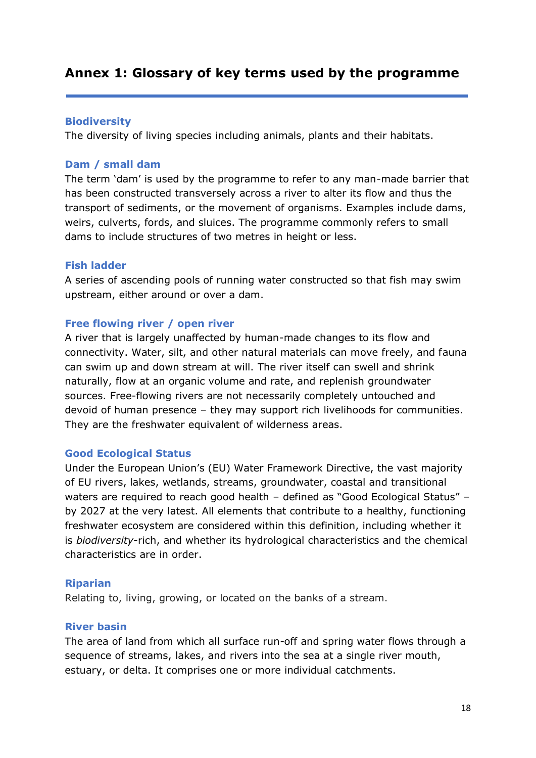# Annex 1: Glossary of key terms used by the programme

### Biodiversity

The diversity of living species including animals, plants and their habitats.

### Dam / small dam

The term 'dam' is used by the programme to refer to any man-made barrier that has been constructed transversely across a river to alter its flow and thus the transport of sediments, or the movement of organisms. Examples include dams, weirs, culverts, fords, and sluices. The programme commonly refers to small dams to include structures of two metres in height or less.

### Fish ladder

A series of ascending pools of running water constructed so that fish may swim upstream, either around or over a dam.

### Free flowing river / open river

A river that is largely unaffected by human-made changes to its flow and connectivity. Water, silt, and other natural materials can move freely, and fauna can swim up and down stream at will. The river itself can swell and shrink naturally, flow at an organic volume and rate, and replenish groundwater sources. Free-flowing rivers are not necessarily completely untouched and devoid of human presence – they may support rich livelihoods for communities. They are the freshwater equivalent of wilderness areas.

### Good Ecological Status

Under the European Union's (EU) Water Framework Directive, the vast majority of EU rivers, lakes, wetlands, streams, groundwater, coastal and transitional waters are required to reach good health – defined as "Good Ecological Status" – by 2027 at the very latest. All elements that contribute to a healthy, functioning freshwater ecosystem are considered within this definition, including whether it is *biodiversity*-rich, and whether its hydrological characteristics and the chemical characteristics are in order.

### Riparian

Relating to, living, growing, or located on the banks of a stream.

### River basin

The area of land from which all surface run-off and spring water flows through a sequence of streams, lakes, and rivers into the sea at a single river mouth, estuary, or delta. It comprises one or more individual catchments.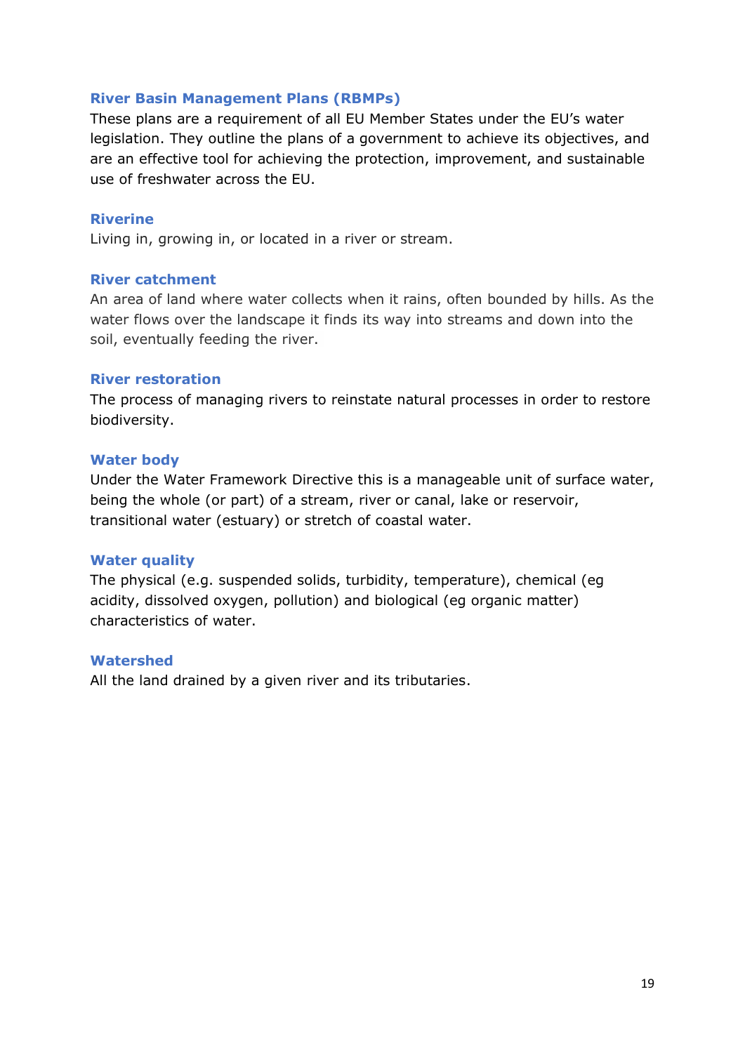### River Basin Management Plans (RBMPs)

These plans are a requirement of all EU Member States under the EU's water legislation. They outline the plans of a government to achieve its objectives, and are an effective tool for achieving the protection, improvement, and sustainable use of freshwater across the EU.

### Riverine

Living in, growing in, or located in a river or stream.

### River catchment

An area of land where water collects when it rains, often bounded by hills. As the water flows over the landscape it finds its way into streams and down into the soil, eventually feeding the river.

### River restoration

The process of managing rivers to reinstate natural processes in order to restore biodiversity.

### Water body

Under the Water Framework Directive this is a manageable unit of surface water, being the whole (or part) of a stream, river or canal, lake or reservoir, transitional water (estuary) or stretch of coastal water.

### Water quality

The physical (e.g. suspended solids, turbidity, temperature), chemical (eg acidity, dissolved oxygen, pollution) and biological (eg organic matter) characteristics of water.

### Watershed

All the land drained by a given river and its tributaries.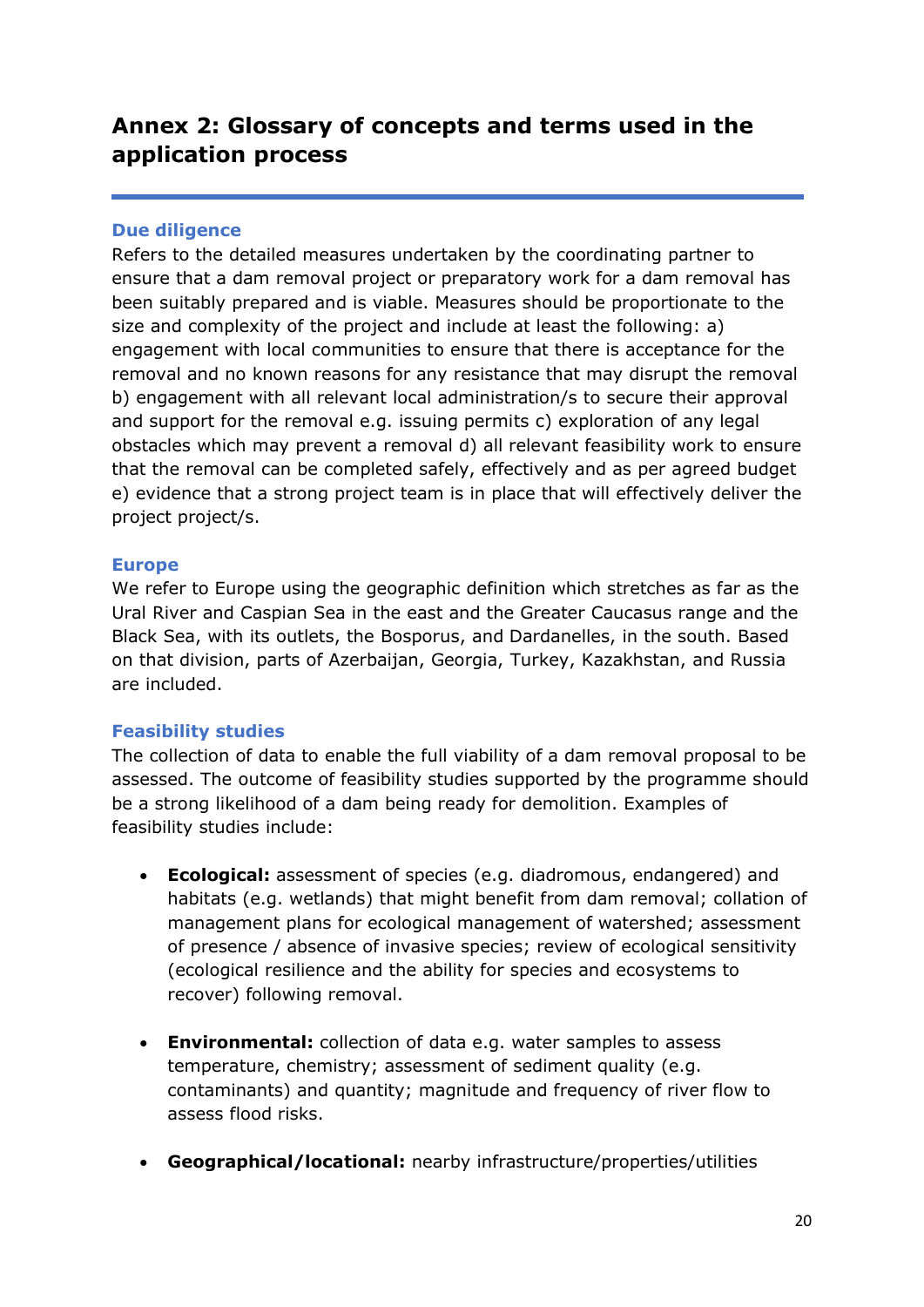## Annex 2: Glossary of concepts and terms used in the application process

### Due diligence

Refers to the detailed measures undertaken by the coordinating partner to ensure that a dam removal project or preparatory work for a dam removal has been suitably prepared and is viable. Measures should be proportionate to the size and complexity of the project and include at least the following: a) engagement with local communities to ensure that there is acceptance for the removal and no known reasons for any resistance that may disrupt the removal b) engagement with all relevant local administration/s to secure their approval and support for the removal e.g. issuing permits c) exploration of any legal obstacles which may prevent a removal d) all relevant feasibility work to ensure that the removal can be completed safely, effectively and as per agreed budget e) evidence that a strong project team is in place that will effectively deliver the project project/s.

### Europe

We refer to Europe using the geographic definition which stretches as far as the Ural River and Caspian Sea in the east and the Greater Caucasus range and the Black Sea, with its outlets, the Bosporus, and Dardanelles, in the south. Based on that division, parts of Azerbaijan, Georgia, Turkey, Kazakhstan, and Russia are included.

### Feasibility studies

The collection of data to enable the full viability of a dam removal proposal to be assessed. The outcome of feasibility studies supported by the programme should be a strong likelihood of a dam being ready for demolition. Examples of feasibility studies include:

- **Ecological:** assessment of species (e.g. diadromous, endangered) and habitats (e.g. wetlands) that might benefit from dam removal; collation of management plans for ecological management of watershed; assessment of presence / absence of invasive species; review of ecological sensitivity (ecological resilience and the ability for species and ecosystems to recover) following removal.

- **Environmental:** collection of data e.g. water samples to assess temperature, chemistry; assessment of sediment quality (e.g. contaminants) and quantity; magnitude and frequency of river flow to assess flood risks.

- **Geographical/locational:** nearby infrastructure/properties/utilities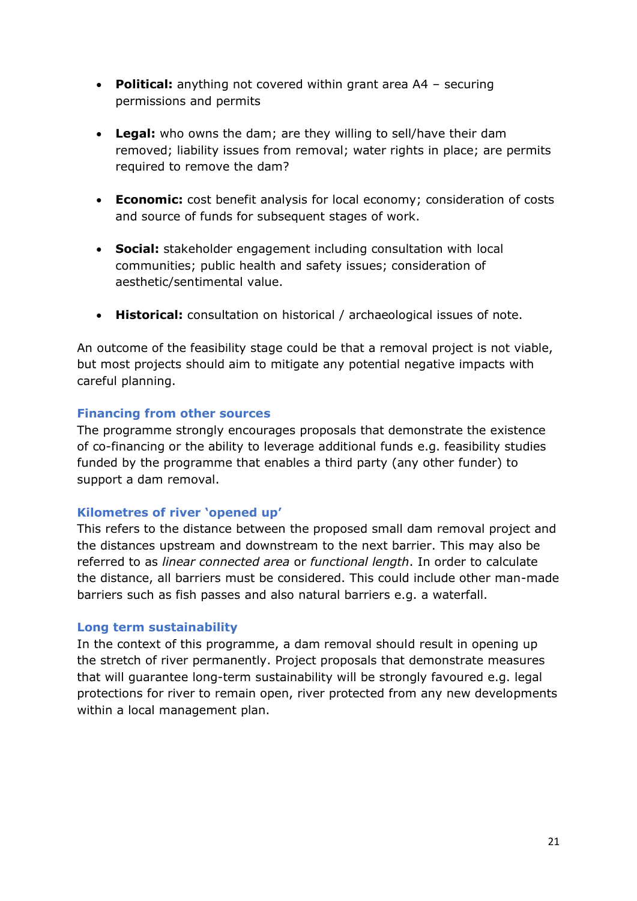- **Political:** anything not covered within grant area A4 – securing permissions and permits

- **Legal:** who owns the dam; are they willing to sell/have their dam removed; liability issues from removal; water rights in place; are permits required to remove the dam?

- **Economic:** cost benefit analysis for local economy; consideration of costs and source of funds for subsequent stages of work.

- **Social:** stakeholder engagement including consultation with local communities; public health and safety issues; consideration of aesthetic/sentimental value.

- **Historical:** consultation on historical / archaeological issues of note.

An outcome of the feasibility stage could be that a removal project is not viable, but most projects should aim to mitigate any potential negative impacts with careful planning.

### Financing from other sources

The programme strongly encourages proposals that demonstrate the existence of co-financing or the ability to leverage additional funds e.g. feasibility studies funded by the programme that enables a third party (any other funder) to support a dam removal.

### Kilometres of river 'opened up'

This refers to the distance between the proposed small dam removal project and the distances upstream and downstream to the next barrier. This may also be referred to as *linear connected area* or *functional length*. In order to calculate the distance, all barriers must be considered. This could include other man-made barriers such as fish passes and also natural barriers e.g. a waterfall.

### Long term sustainability

In the context of this programme, a dam removal should result in opening up the stretch of river permanently. Project proposals that demonstrate measures that will guarantee long-term sustainability will be strongly favoured e.g. legal protections for river to remain open, river protected from any new developments within a local management plan.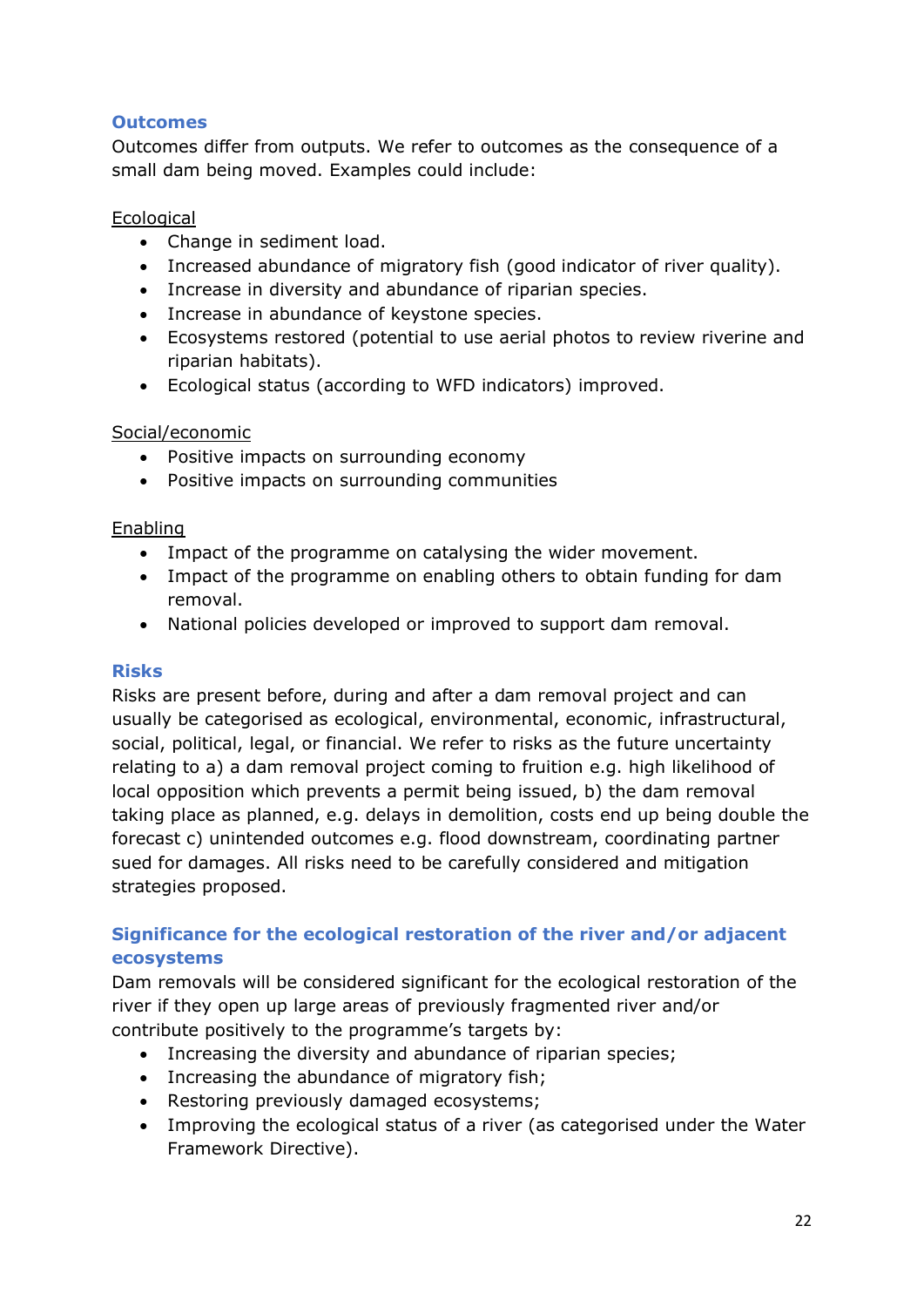## Outcomes

Outcomes differ from outputs. We refer to outcomes as the consequence of a small dam being moved. Examples could include:

Ecological

- Change in sediment load.
- Increased abundance of migratory fish (good indicator of river quality).
- Increase in diversity and abundance of riparian species.
- Increase in abundance of keystone species.
- Ecosystems restored (potential to use aerial photos to review riverine and riparian habitats).
- Ecological status (according to WFD indicators) improved.

Social/economic

- Positive impacts on surrounding economy
- Positive impacts on surrounding communities

Enabling

- Impact of the programme on catalysing the wider movement.
- Impact of the programme on enabling others to obtain funding for dam removal.
- National policies developed or improved to support dam removal.

## Risks

Risks are present before, during and after a dam removal project and can usually be categorised as ecological, environmental, economic, infrastructural, social, political, legal, or financial. We refer to risks as the future uncertainty relating to a) a dam removal project coming to fruition e.g. high likelihood of local opposition which prevents a permit being issued, b) the dam removal taking place as planned, e.g. delays in demolition, costs end up being double the forecast c) unintended outcomes e.g. flood downstream, coordinating partner sued for damages. All risks need to be carefully considered and mitigation strategies proposed.

## Significance for the ecological restoration of the river and/or adjacent ecosystems

Dam removals will be considered significant for the ecological restoration of the river if they open up large areas of previously fragmented river and/or contribute positively to the programme's targets by:

- Increasing the diversity and abundance of riparian species;
- Increasing the abundance of migratory fish;
- Restoring previously damaged ecosystems;
- Improving the ecological status of a river (as categorised under the Water Framework Directive).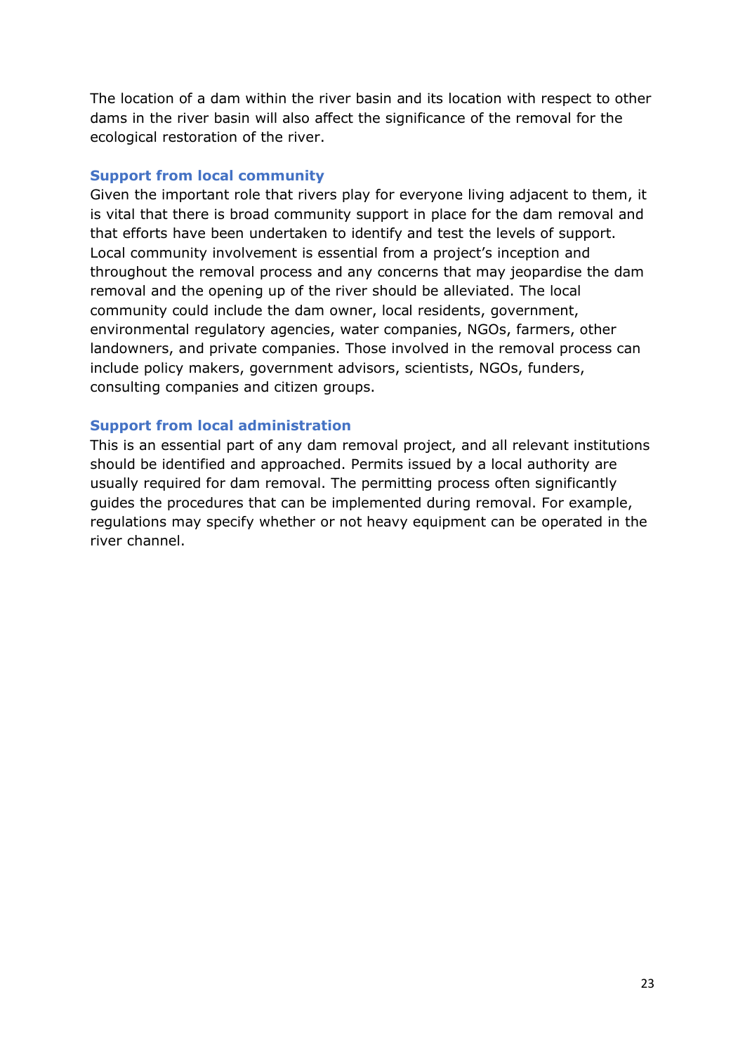The location of a dam within the river basin and its location with respect to other dams in the river basin will also affect the significance of the removal for the ecological restoration of the river.

### Support from local community

Given the important role that rivers play for everyone living adjacent to them, it is vital that there is broad community support in place for the dam removal and that efforts have been undertaken to identify and test the levels of support. Local community involvement is essential from a project's inception and throughout the removal process and any concerns that may jeopardise the dam removal and the opening up of the river should be alleviated. The local community could include the dam owner, local residents, government, environmental regulatory agencies, water companies, NGOs, farmers, other landowners, and private companies. Those involved in the removal process can include policy makers, government advisors, scientists, NGOs, funders, consulting companies and citizen groups.

### Support from local administration

This is an essential part of any dam removal project, and all relevant institutions should be identified and approached. Permits issued by a local authority are usually required for dam removal. The permitting process often significantly guides the procedures that can be implemented during removal. For example, regulations may specify whether or not heavy equipment can be operated in the river channel.